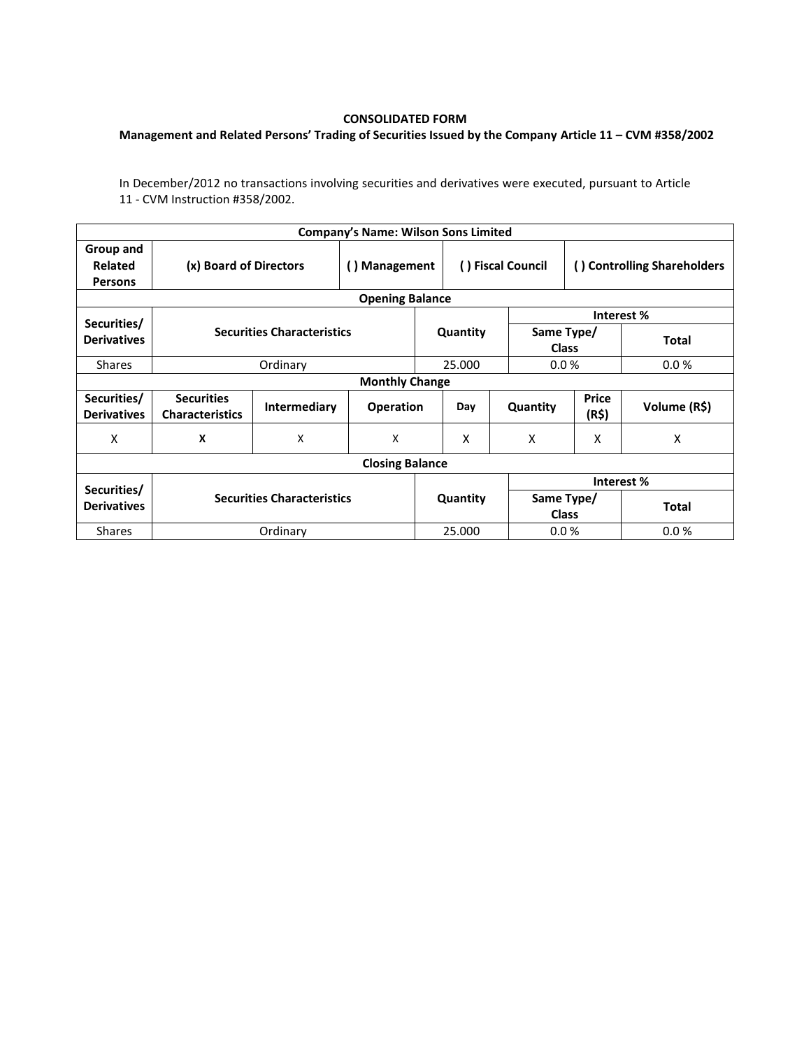**CONSOLIDATED FORM**

**Management and Related Persons' Trading of Securities Issued by the Company Article 11 – CVM #358/2002**

In December/2012 no transactions involving securities and derivatives were executed, pursuant to Article 11 - CVM Instruction #358/2002.

| **Company's Name: Wilson Sons Limited** | | | | | | | |
|---|---|---|---|---|---|---|---|
| **Group and Related Persons** | **(x) Board of Directors** | | **( ) Management** | **( ) Fiscal Council** | | **( ) Controlling Shareholders** | |
| **Opening Balance** | | | | | | | |
| **Securities/ Derivatives** | **Securities Characteristics** | | | **Quantity** | **Interest %** | | |
| | | | | | **Same Type/ Class** | | **Total** |
| Shares | Ordinary | | | 25.000 | 0.0 % | | 0.0 % |
| **Monthly Change** | | | | | | | |
| **Securities/ Derivatives** | **Securities Characteristics** | **Intermediary** | **Operation** | **Day** | **Quantity** | **Price (R$)** | **Volume (R$)** |
| X | **X** | X | X | X | X | X | X |
| **Closing Balance** | | | | | | | |
| **Securities/ Derivatives** | **Securities Characteristics** | | | **Quantity** | **Interest %** | | |
| | | | | | **Same Type/ Class** | | **Total** |
| Shares | Ordinary | | | 25.000 | 0.0 % | | 0.0 % |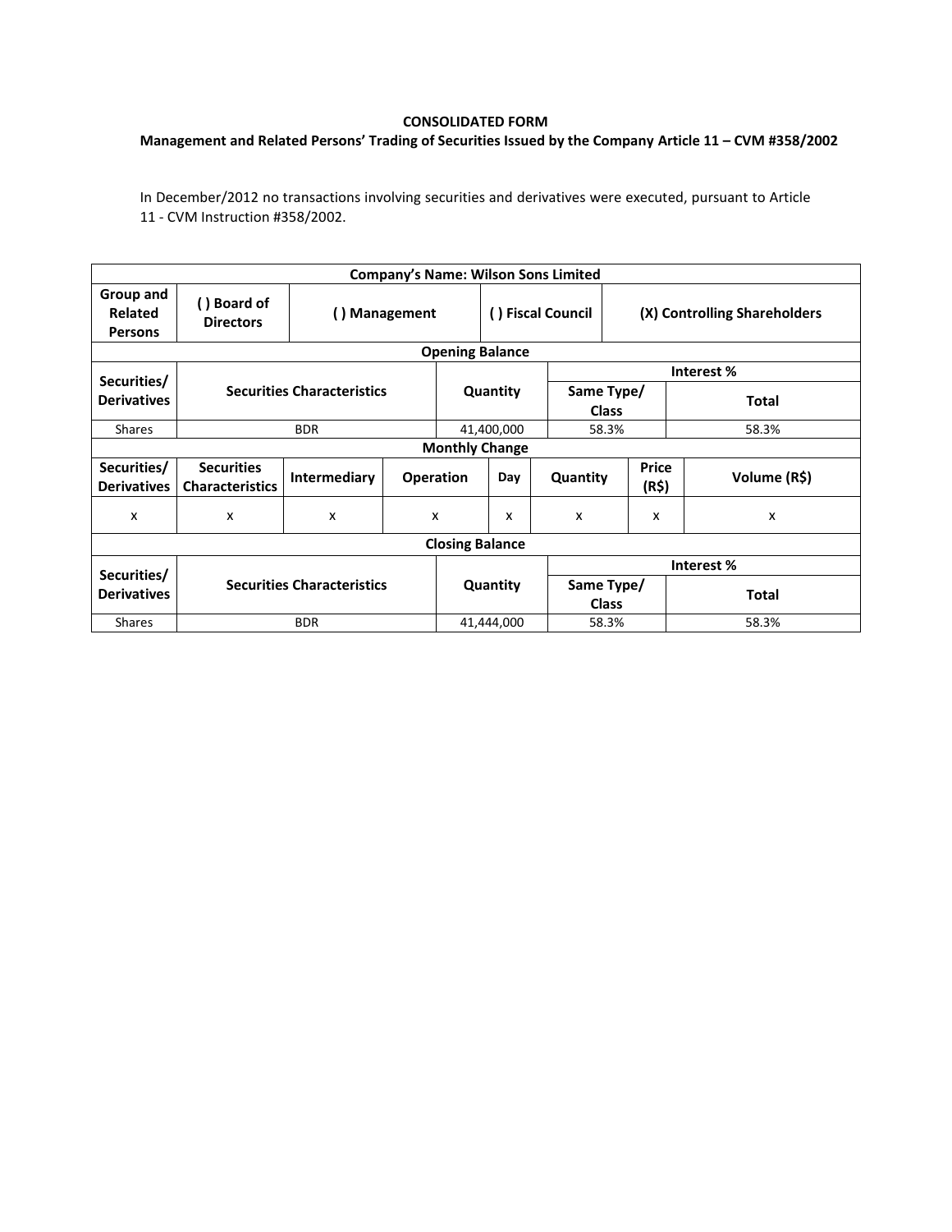**CONSOLIDATED FORM**

**Management and Related Persons' Trading of Securities Issued by the Company Article 11 – CVM #358/2002**

In December/2012 no transactions involving securities and derivatives were executed, pursuant to Article 11 - CVM Instruction #358/2002.

| **Company's Name: Wilson Sons Limited** | | | | | | | |
|---|---|---|---|---|---|---|---|
| **Group and Related Persons** | **( ) Board of Directors** | **( ) Management** | | **( ) Fiscal Council** | | **(X) Controlling Shareholders** | |
| **Opening Balance** | | | | | | | |
| **Securities/ Derivatives** | **Securities Characteristics** | | | **Quantity** | | **Interest %** | |
| | | | | | | **Same Type/ Class** | **Total** |
| Shares | BDR | | | 41,400,000 | | 58.3% | 58.3% |
| **Monthly Change** | | | | | | | |
| **Securities/ Derivatives** | **Securities Characteristics** | **Intermediary** | **Operation** | **Day** | **Quantity** | **Price (R$)** | **Volume (R$)** |
| x | x | x | x | x | x | x | x |
| **Closing Balance** | | | | | | | |
| **Securities/ Derivatives** | **Securities Characteristics** | | | **Quantity** | | **Interest %** | |
| | | | | | | **Same Type/ Class** | **Total** |
| Shares | BDR | | | 41,444,000 | | 58.3% | 58.3% |